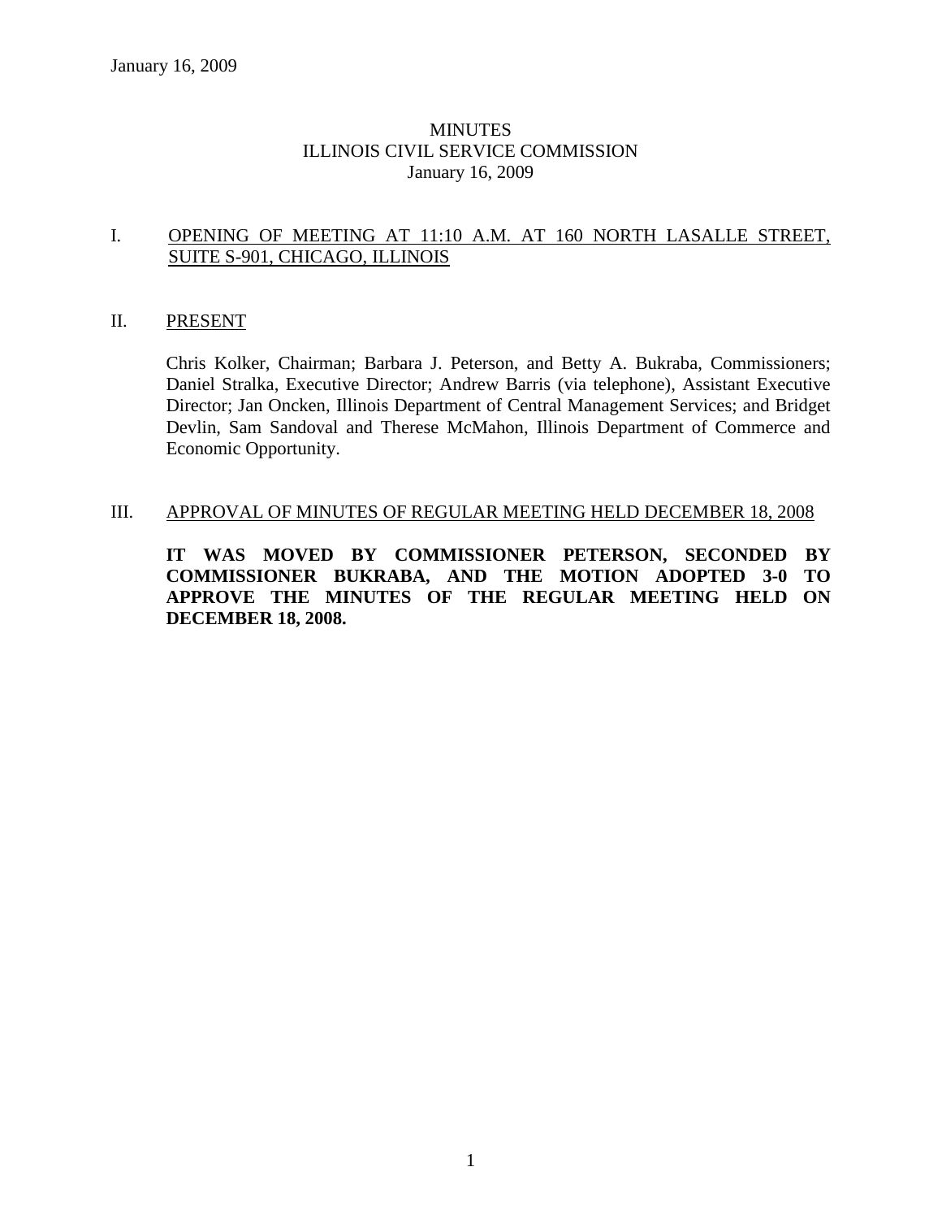January 16, 2009

# MINUTES
# ILLINOIS CIVIL SERVICE COMMISSION
# January 16, 2009

## I. OPENING OF MEETING AT 11:10 A.M. AT 160 NORTH LASALLE STREET, SUITE S-901, CHICAGO, ILLINOIS

## II. PRESENT

Chris Kolker, Chairman; Barbara J. Peterson, and Betty A. Bukraba, Commissioners; Daniel Stralka, Executive Director; Andrew Barris (via telephone), Assistant Executive Director; Jan Oncken, Illinois Department of Central Management Services; and Bridget Devlin, Sam Sandoval and Therese McMahon, Illinois Department of Commerce and Economic Opportunity.

## III. APPROVAL OF MINUTES OF REGULAR MEETING HELD DECEMBER 18, 2008

**IT WAS MOVED BY COMMISSIONER PETERSON, SECONDED BY COMMISSIONER BUKRABA, AND THE MOTION ADOPTED 3-0 TO APPROVE THE MINUTES OF THE REGULAR MEETING HELD ON DECEMBER 18, 2008.**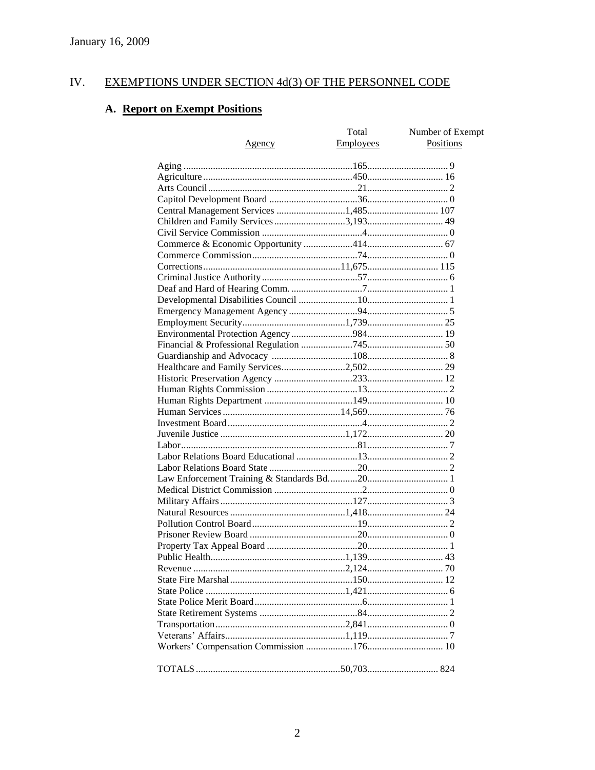January 16, 2009

## IV. EXEMPTIONS UNDER SECTION 4d(3) OF THE PERSONNEL CODE

### A. Report on Exempt Positions

| Agency | Total Employees | Number of Exempt Positions |
|---|---|---|
| Aging | 165 | 9 |
| Agriculture | 450 | 16 |
| Arts Council | 21 | 2 |
| Capitol Development Board | 36 | 0 |
| Central Management Services | 1,485 | 107 |
| Children and Family Services | 3,193 | 49 |
| Civil Service Commission | 4 | 0 |
| Commerce & Economic Opportunity | 414 | 67 |
| Commerce Commission | 74 | 0 |
| Corrections | 11,675 | 115 |
| Criminal Justice Authority | 57 | 6 |
| Deaf and Hard of Hearing Comm. | 7 | 1 |
| Developmental Disabilities Council | 10 | 1 |
| Emergency Management Agency | 94 | 5 |
| Employment Security | 1,739 | 25 |
| Environmental Protection Agency | 984 | 19 |
| Financial & Professional Regulation | 745 | 50 |
| Guardianship and Advocacy | 108 | 8 |
| Healthcare and Family Services | 2,502 | 29 |
| Historic Preservation Agency | 233 | 12 |
| Human Rights Commission | 13 | 2 |
| Human Rights Department | 149 | 10 |
| Human Services | 14,569 | 76 |
| Investment Board | 4 | 2 |
| Juvenile Justice | 1,172 | 20 |
| Labor | 81 | 7 |
| Labor Relations Board Educational | 13 | 2 |
| Labor Relations Board State | 20 | 2 |
| Law Enforcement Training & Standards Bd. | 20 | 1 |
| Medical District Commission | 2 | 0 |
| Military Affairs | 127 | 3 |
| Natural Resources | 1,418 | 24 |
| Pollution Control Board | 19 | 2 |
| Prisoner Review Board | 20 | 0 |
| Property Tax Appeal Board | 20 | 1 |
| Public Health | 1,139 | 43 |
| Revenue | 2,124 | 70 |
| State Fire Marshal | 150 | 12 |
| State Police | 1,421 | 6 |
| State Police Merit Board | 6 | 1 |
| State Retirement Systems | 84 | 2 |
| Transportation | 2,841 | 0 |
| Veterans' Affairs | 1,119 | 7 |
| Workers' Compensation Commission | 176 | 10 |
| TOTALS | 50,703 | 824 |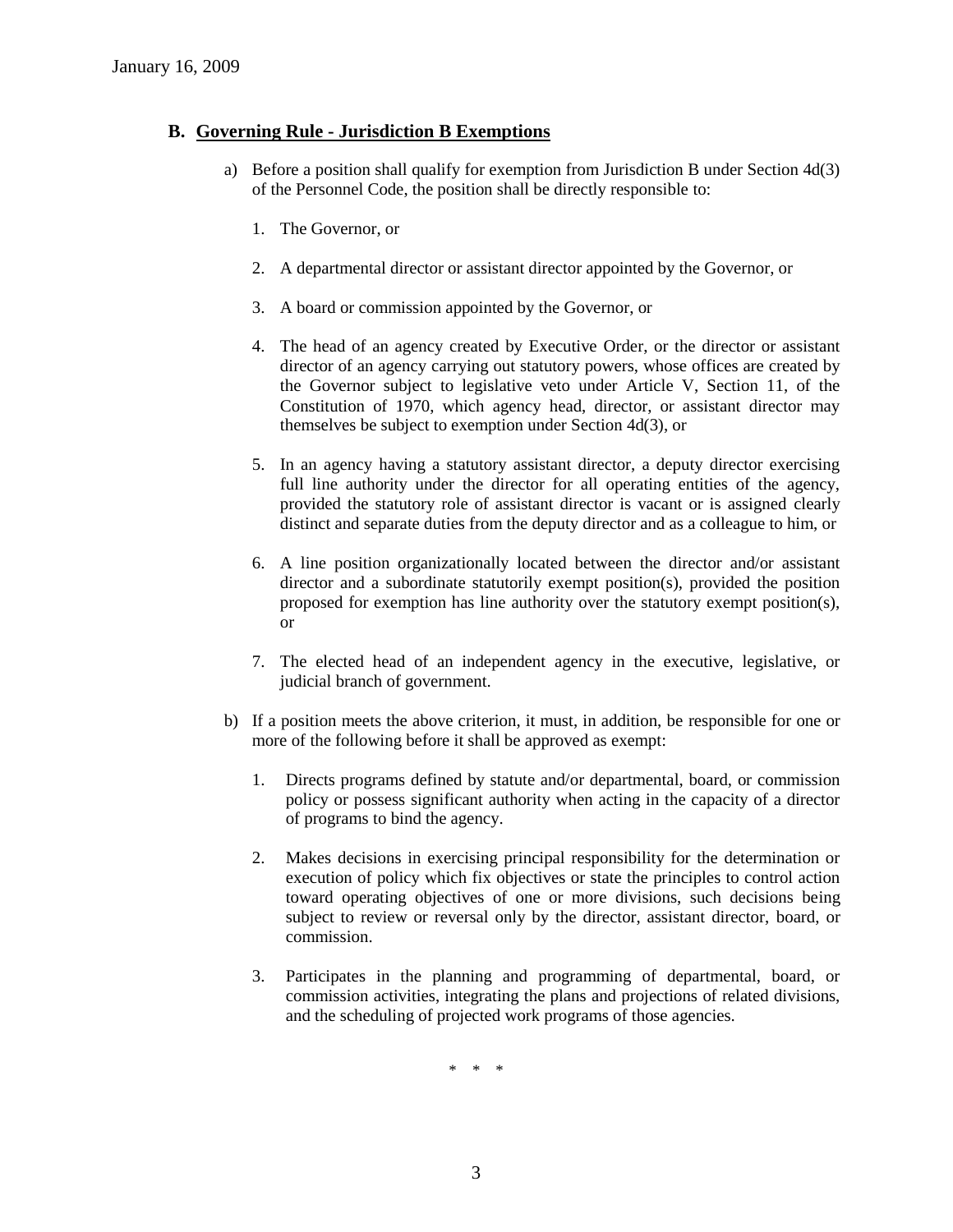### B. Governing Rule - Jurisdiction B Exemptions

a) Before a position shall qualify for exemption from Jurisdiction B under Section 4d(3) of the Personnel Code, the position shall be directly responsible to:

1. The Governor, or

2. A departmental director or assistant director appointed by the Governor, or

3. A board or commission appointed by the Governor, or

4. The head of an agency created by Executive Order, or the director or assistant director of an agency carrying out statutory powers, whose offices are created by the Governor subject to legislative veto under Article V, Section 11, of the Constitution of 1970, which agency head, director, or assistant director may themselves be subject to exemption under Section 4d(3), or

5. In an agency having a statutory assistant director, a deputy director exercising full line authority under the director for all operating entities of the agency, provided the statutory role of assistant director is vacant or is assigned clearly distinct and separate duties from the deputy director and as a colleague to him, or

6. A line position organizationally located between the director and/or assistant director and a subordinate statutorily exempt position(s), provided the position proposed for exemption has line authority over the statutory exempt position(s), or

7. The elected head of an independent agency in the executive, legislative, or judicial branch of government.

b) If a position meets the above criterion, it must, in addition, be responsible for one or more of the following before it shall be approved as exempt:

1. Directs programs defined by statute and/or departmental, board, or commission policy or possess significant authority when acting in the capacity of a director of programs to bind the agency.

2. Makes decisions in exercising principal responsibility for the determination or execution of policy which fix objectives or state the principles to control action toward operating objectives of one or more divisions, such decisions being subject to review or reversal only by the director, assistant director, board, or commission.

3. Participates in the planning and programming of departmental, board, or commission activities, integrating the plans and projections of related divisions, and the scheduling of projected work programs of those agencies.

\* \* \*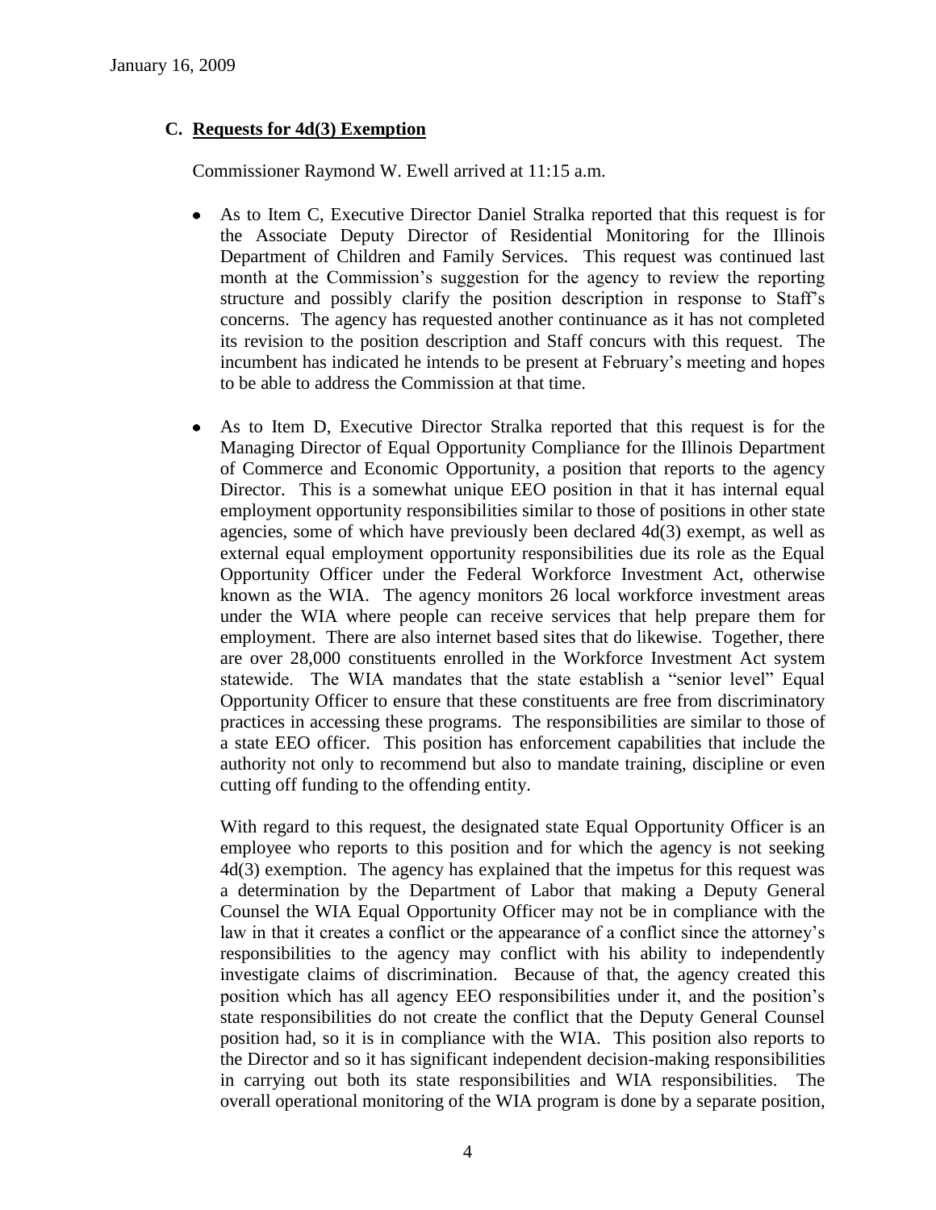### C. Requests for 4d(3) Exemption

Commissioner Raymond W. Ewell arrived at 11:15 a.m.

- As to Item C, Executive Director Daniel Stralka reported that this request is for the Associate Deputy Director of Residential Monitoring for the Illinois Department of Children and Family Services. This request was continued last month at the Commission's suggestion for the agency to review the reporting structure and possibly clarify the position description in response to Staff's concerns. The agency has requested another continuance as it has not completed its revision to the position description and Staff concurs with this request. The incumbent has indicated he intends to be present at February's meeting and hopes to be able to address the Commission at that time.

- As to Item D, Executive Director Stralka reported that this request is for the Managing Director of Equal Opportunity Compliance for the Illinois Department of Commerce and Economic Opportunity, a position that reports to the agency Director. This is a somewhat unique EEO position in that it has internal equal employment opportunity responsibilities similar to those of positions in other state agencies, some of which have previously been declared 4d(3) exempt, as well as external equal employment opportunity responsibilities due its role as the Equal Opportunity Officer under the Federal Workforce Investment Act, otherwise known as the WIA. The agency monitors 26 local workforce investment areas under the WIA where people can receive services that help prepare them for employment. There are also internet based sites that do likewise. Together, there are over 28,000 constituents enrolled in the Workforce Investment Act system statewide. The WIA mandates that the state establish a "senior level" Equal Opportunity Officer to ensure that these constituents are free from discriminatory practices in accessing these programs. The responsibilities are similar to those of a state EEO officer. This position has enforcement capabilities that include the authority not only to recommend but also to mandate training, discipline or even cutting off funding to the offending entity.

  With regard to this request, the designated state Equal Opportunity Officer is an employee who reports to this position and for which the agency is not seeking 4d(3) exemption. The agency has explained that the impetus for this request was a determination by the Department of Labor that making a Deputy General Counsel the WIA Equal Opportunity Officer may not be in compliance with the law in that it creates a conflict or the appearance of a conflict since the attorney's responsibilities to the agency may conflict with his ability to independently investigate claims of discrimination. Because of that, the agency created this position which has all agency EEO responsibilities under it, and the position's state responsibilities do not create the conflict that the Deputy General Counsel position had, so it is in compliance with the WIA. This position also reports to the Director and so it has significant independent decision-making responsibilities in carrying out both its state responsibilities and WIA responsibilities. The overall operational monitoring of the WIA program is done by a separate position,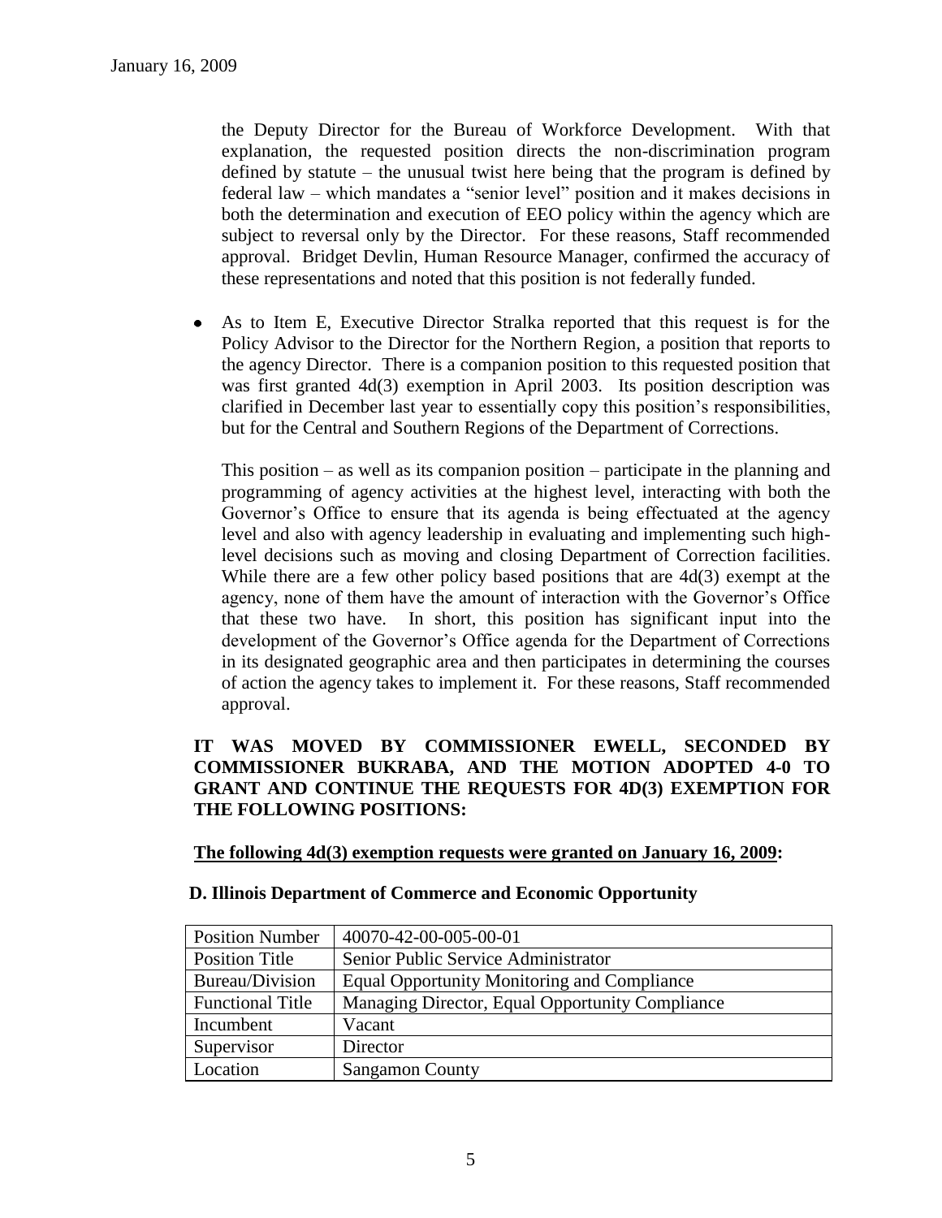the Deputy Director for the Bureau of Workforce Development. With that explanation, the requested position directs the non-discrimination program defined by statute – the unusual twist here being that the program is defined by federal law – which mandates a "senior level" position and it makes decisions in both the determination and execution of EEO policy within the agency which are subject to reversal only by the Director. For these reasons, Staff recommended approval. Bridget Devlin, Human Resource Manager, confirmed the accuracy of these representations and noted that this position is not federally funded.

- As to Item E, Executive Director Stralka reported that this request is for the Policy Advisor to the Director for the Northern Region, a position that reports to the agency Director. There is a companion position to this requested position that was first granted 4d(3) exemption in April 2003. Its position description was clarified in December last year to essentially copy this position's responsibilities, but for the Central and Southern Regions of the Department of Corrections.

  This position – as well as its companion position – participate in the planning and programming of agency activities at the highest level, interacting with both the Governor's Office to ensure that its agenda is being effectuated at the agency level and also with agency leadership in evaluating and implementing such high-level decisions such as moving and closing Department of Correction facilities. While there are a few other policy based positions that are 4d(3) exempt at the agency, none of them have the amount of interaction with the Governor's Office that these two have. In short, this position has significant input into the development of the Governor's Office agenda for the Department of Corrections in its designated geographic area and then participates in determining the courses of action the agency takes to implement it. For these reasons, Staff recommended approval.

**IT WAS MOVED BY COMMISSIONER EWELL, SECONDED BY COMMISSIONER BUKRABA, AND THE MOTION ADOPTED 4-0 TO GRANT AND CONTINUE THE REQUESTS FOR 4D(3) EXEMPTION FOR THE FOLLOWING POSITIONS:**

**The following 4d(3) exemption requests were granted on January 16, 2009:**

**D. Illinois Department of Commerce and Economic Opportunity**

| Position Number | 40070-42-00-005-00-01 |
|---|---|
| Position Title | Senior Public Service Administrator |
| Bureau/Division | Equal Opportunity Monitoring and Compliance |
| Functional Title | Managing Director, Equal Opportunity Compliance |
| Incumbent | Vacant |
| Supervisor | Director |
| Location | Sangamon County |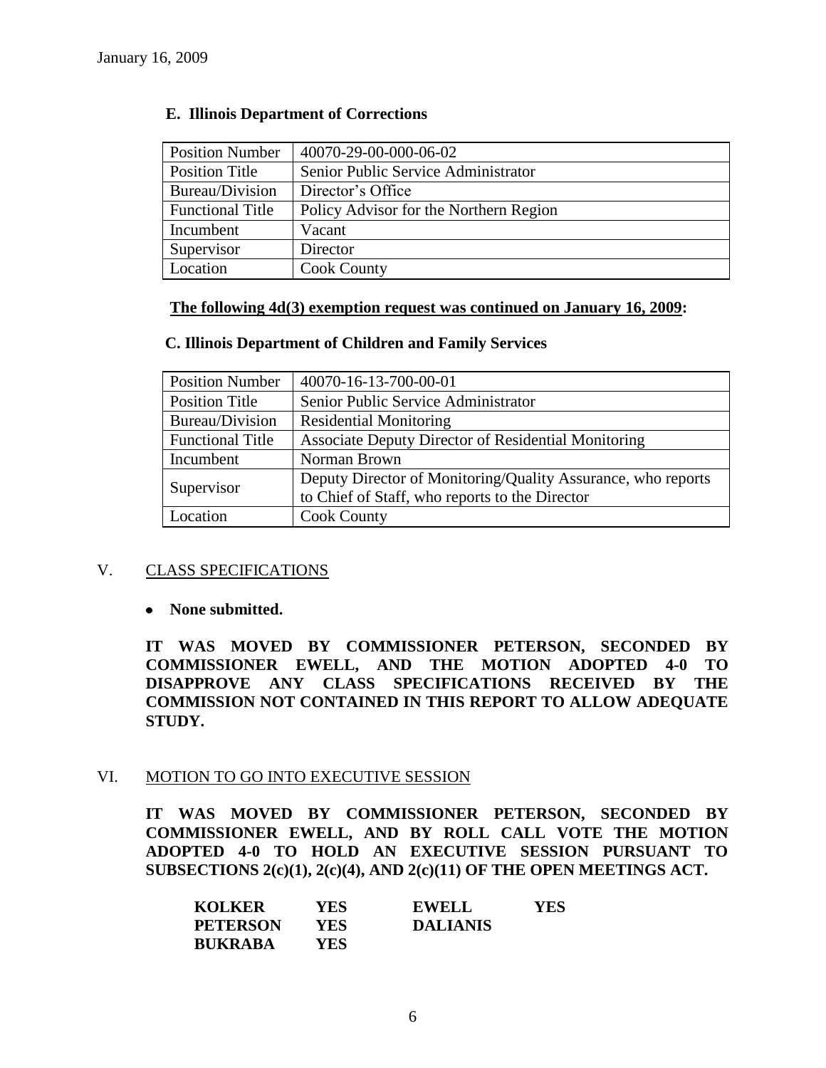January 16, 2009

**E. Illinois Department of Corrections**

| Position Number | 40070-29-00-000-06-02 |
|---|---|
| Position Title | Senior Public Service Administrator |
| Bureau/Division | Director's Office |
| Functional Title | Policy Advisor for the Northern Region |
| Incumbent | Vacant |
| Supervisor | Director |
| Location | Cook County |

**The following 4d(3) exemption request was continued on January 16, 2009:**

**C. Illinois Department of Children and Family Services**

| Position Number | 40070-16-13-700-00-01 |
|---|---|
| Position Title | Senior Public Service Administrator |
| Bureau/Division | Residential Monitoring |
| Functional Title | Associate Deputy Director of Residential Monitoring |
| Incumbent | Norman Brown |
| Supervisor | Deputy Director of Monitoring/Quality Assurance, who reports to Chief of Staff, who reports to the Director |
| Location | Cook County |

## V. CLASS SPECIFICATIONS

- **None submitted.**

**IT WAS MOVED BY COMMISSIONER PETERSON, SECONDED BY COMMISSIONER EWELL, AND THE MOTION ADOPTED 4-0 TO DISAPPROVE ANY CLASS SPECIFICATIONS RECEIVED BY THE COMMISSION NOT CONTAINED IN THIS REPORT TO ALLOW ADEQUATE STUDY.**

## VI. MOTION TO GO INTO EXECUTIVE SESSION

**IT WAS MOVED BY COMMISSIONER PETERSON, SECONDED BY COMMISSIONER EWELL, AND BY ROLL CALL VOTE THE MOTION ADOPTED 4-0 TO HOLD AN EXECUTIVE SESSION PURSUANT TO SUBSECTIONS 2(c)(1), 2(c)(4), AND 2(c)(11) OF THE OPEN MEETINGS ACT.**

| | | | |
|---|---|---|---|
| **KOLKER** | **YES** | **EWELL** | **YES** |
| **PETERSON** | **YES** | **DALIANIS** | |
| **BUKRABA** | **YES** | | |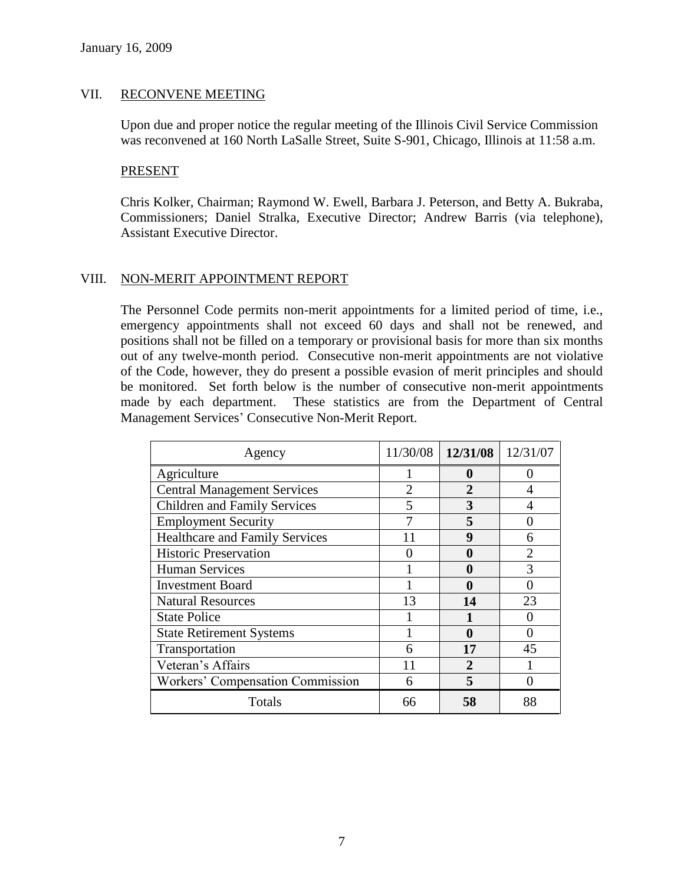January 16, 2009

## VII. RECONVENE MEETING

Upon due and proper notice the regular meeting of the Illinois Civil Service Commission was reconvened at 160 North LaSalle Street, Suite S-901, Chicago, Illinois at 11:58 a.m.

### PRESENT

Chris Kolker, Chairman; Raymond W. Ewell, Barbara J. Peterson, and Betty A. Bukraba, Commissioners; Daniel Stralka, Executive Director; Andrew Barris (via telephone), Assistant Executive Director.

## VIII. NON-MERIT APPOINTMENT REPORT

The Personnel Code permits non-merit appointments for a limited period of time, i.e., emergency appointments shall not exceed 60 days and shall not be renewed, and positions shall not be filled on a temporary or provisional basis for more than six months out of any twelve-month period. Consecutive non-merit appointments are not violative of the Code, however, they do present a possible evasion of merit principles and should be monitored. Set forth below is the number of consecutive non-merit appointments made by each department. These statistics are from the Department of Central Management Services' Consecutive Non-Merit Report.

| Agency | 11/30/08 | **12/31/08** | 12/31/07 |
|---|---|---|---|
| Agriculture | 1 | **0** | 0 |
| Central Management Services | 2 | **2** | 4 |
| Children and Family Services | 5 | **3** | 4 |
| Employment Security | 7 | **5** | 0 |
| Healthcare and Family Services | 11 | **9** | 6 |
| Historic Preservation | 0 | **0** | 2 |
| Human Services | 1 | **0** | 3 |
| Investment Board | 1 | **0** | 0 |
| Natural Resources | 13 | **14** | 23 |
| State Police | 1 | **1** | 0 |
| State Retirement Systems | 1 | **0** | 0 |
| Transportation | 6 | **17** | 45 |
| Veteran's Affairs | 11 | **2** | 1 |
| Workers' Compensation Commission | 6 | **5** | 0 |
| Totals | 66 | **58** | 88 |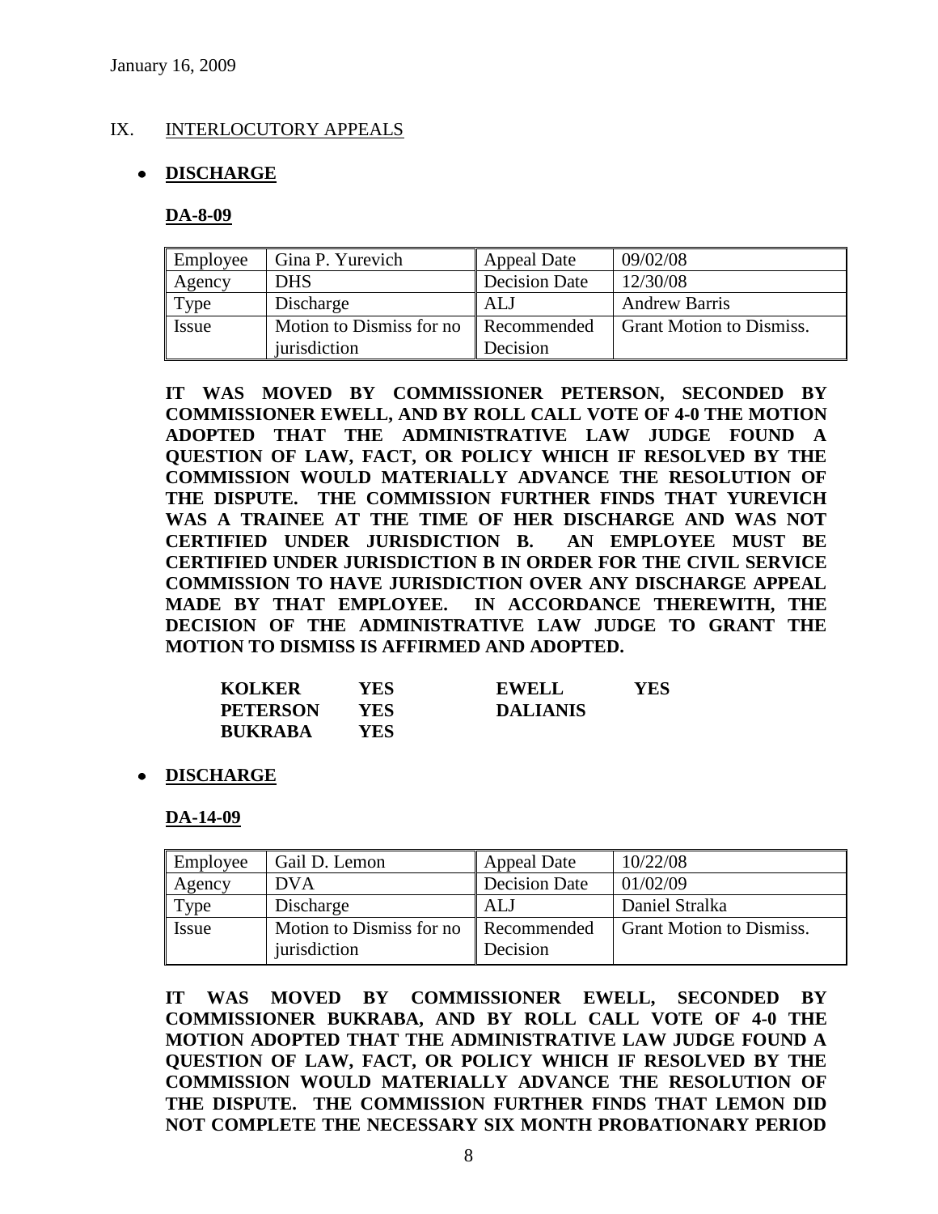## IX. INTERLOCUTORY APPEALS

- **DISCHARGE**

**DA-8-09**

| Employee | Gina P. Yurevich | Appeal Date | 09/02/08 |
|---|---|---|---|
| Agency | DHS | Decision Date | 12/30/08 |
| Type | Discharge | ALJ | Andrew Barris |
| Issue | Motion to Dismiss for no jurisdiction | Recommended Decision | Grant Motion to Dismiss. |

**IT WAS MOVED BY COMMISSIONER PETERSON, SECONDED BY COMMISSIONER EWELL, AND BY ROLL CALL VOTE OF 4-0 THE MOTION ADOPTED THAT THE ADMINISTRATIVE LAW JUDGE FOUND A QUESTION OF LAW, FACT, OR POLICY WHICH IF RESOLVED BY THE COMMISSION WOULD MATERIALLY ADVANCE THE RESOLUTION OF THE DISPUTE. THE COMMISSION FURTHER FINDS THAT YUREVICH WAS A TRAINEE AT THE TIME OF HER DISCHARGE AND WAS NOT CERTIFIED UNDER JURISDICTION B. AN EMPLOYEE MUST BE CERTIFIED UNDER JURISDICTION B IN ORDER FOR THE CIVIL SERVICE COMMISSION TO HAVE JURISDICTION OVER ANY DISCHARGE APPEAL MADE BY THAT EMPLOYEE. IN ACCORDANCE THEREWITH, THE DECISION OF THE ADMINISTRATIVE LAW JUDGE TO GRANT THE MOTION TO DISMISS IS AFFIRMED AND ADOPTED.**

| | | | |
|---|---|---|---|
| **KOLKER** | **YES** | **EWELL** | **YES** |
| **PETERSON** | **YES** | **DALIANIS** | |
| **BUKRABA** | **YES** | | |

- **DISCHARGE**

**DA-14-09**

| Employee | Gail D. Lemon | Appeal Date | 10/22/08 |
|---|---|---|---|
| Agency | DVA | Decision Date | 01/02/09 |
| Type | Discharge | ALJ | Daniel Stralka |
| Issue | Motion to Dismiss for no jurisdiction | Recommended Decision | Grant Motion to Dismiss. |

**IT WAS MOVED BY COMMISSIONER EWELL, SECONDED BY COMMISSIONER BUKRABA, AND BY ROLL CALL VOTE OF 4-0 THE MOTION ADOPTED THAT THE ADMINISTRATIVE LAW JUDGE FOUND A QUESTION OF LAW, FACT, OR POLICY WHICH IF RESOLVED BY THE COMMISSION WOULD MATERIALLY ADVANCE THE RESOLUTION OF THE DISPUTE. THE COMMISSION FURTHER FINDS THAT LEMON DID NOT COMPLETE THE NECESSARY SIX MONTH PROBATIONARY PERIOD**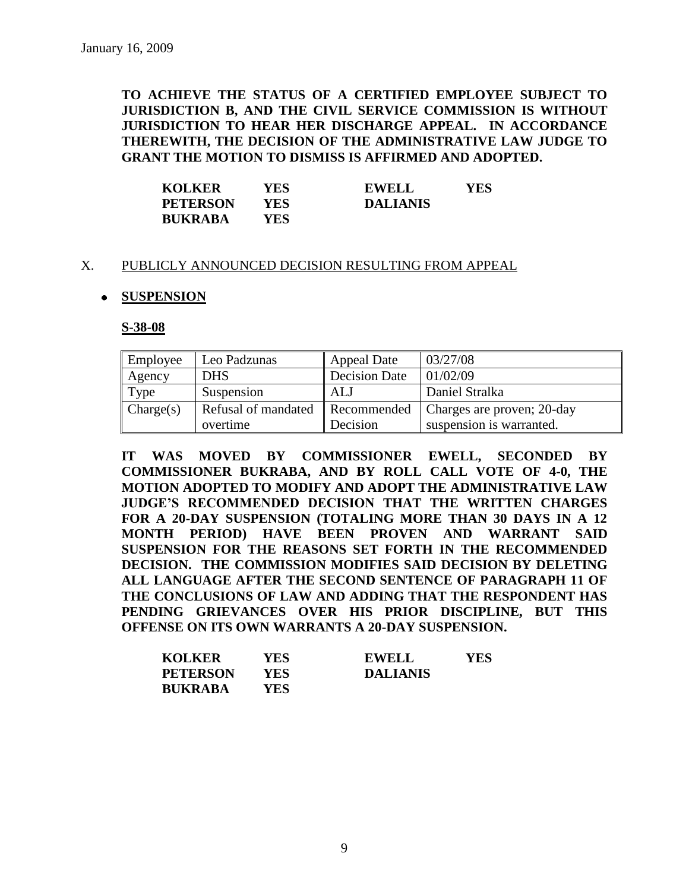**TO ACHIEVE THE STATUS OF A CERTIFIED EMPLOYEE SUBJECT TO JURISDICTION B, AND THE CIVIL SERVICE COMMISSION IS WITHOUT JURISDICTION TO HEAR HER DISCHARGE APPEAL. IN ACCORDANCE THEREWITH, THE DECISION OF THE ADMINISTRATIVE LAW JUDGE TO GRANT THE MOTION TO DISMISS IS AFFIRMED AND ADOPTED.**

| | | | |
|---|---|---|---|
| **KOLKER** | **YES** | **EWELL** | **YES** |
| **PETERSON** | **YES** | **DALIANIS** | |
| **BUKRABA** | **YES** | | |

X. PUBLICLY ANNOUNCED DECISION RESULTING FROM APPEAL

- **SUSPENSION**

**S-38-08**

| Employee | Leo Padzunas | Appeal Date | 03/27/08 |
|---|---|---|---|
| Agency | DHS | Decision Date | 01/02/09 |
| Type | Suspension | ALJ | Daniel Stralka |
| Charge(s) | Refusal of mandated overtime | Recommended Decision | Charges are proven; 20-day suspension is warranted. |

**IT WAS MOVED BY COMMISSIONER EWELL, SECONDED BY COMMISSIONER BUKRABA, AND BY ROLL CALL VOTE OF 4-0, THE MOTION ADOPTED TO MODIFY AND ADOPT THE ADMINISTRATIVE LAW JUDGE'S RECOMMENDED DECISION THAT THE WRITTEN CHARGES FOR A 20-DAY SUSPENSION (TOTALING MORE THAN 30 DAYS IN A 12 MONTH PERIOD) HAVE BEEN PROVEN AND WARRANT SAID SUSPENSION FOR THE REASONS SET FORTH IN THE RECOMMENDED DECISION. THE COMMISSION MODIFIES SAID DECISION BY DELETING ALL LANGUAGE AFTER THE SECOND SENTENCE OF PARAGRAPH 11 OF THE CONCLUSIONS OF LAW AND ADDING THAT THE RESPONDENT HAS PENDING GRIEVANCES OVER HIS PRIOR DISCIPLINE, BUT THIS OFFENSE ON ITS OWN WARRANTS A 20-DAY SUSPENSION.**

| | | | |
|---|---|---|---|
| **KOLKER** | **YES** | **EWELL** | **YES** |
| **PETERSON** | **YES** | **DALIANIS** | |
| **BUKRABA** | **YES** | | |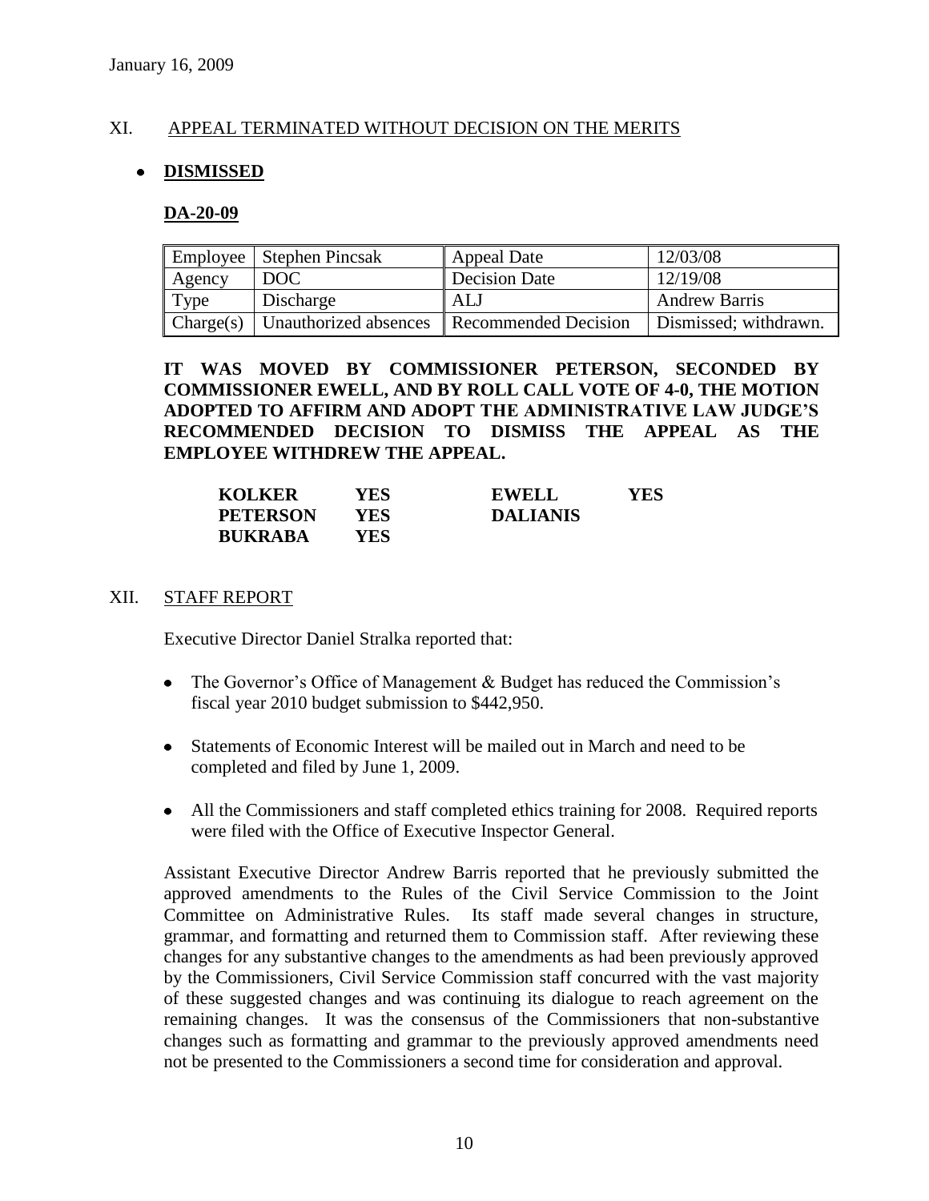## XI. APPEAL TERMINATED WITHOUT DECISION ON THE MERITS

- **DISMISSED**

**DA-20-09**

| Employee | Stephen Pincsak | Appeal Date | 12/03/08 |
|---|---|---|---|
| Agency | DOC | Decision Date | 12/19/08 |
| Type | Discharge | ALJ | Andrew Barris |
| Charge(s) | Unauthorized absences | Recommended Decision | Dismissed; withdrawn. |

**IT WAS MOVED BY COMMISSIONER PETERSON, SECONDED BY COMMISSIONER EWELL, AND BY ROLL CALL VOTE OF 4-0, THE MOTION ADOPTED TO AFFIRM AND ADOPT THE ADMINISTRATIVE LAW JUDGE'S RECOMMENDED DECISION TO DISMISS THE APPEAL AS THE EMPLOYEE WITHDREW THE APPEAL.**

| | | | |
|---|---|---|---|
| **KOLKER** | **YES** | **EWELL** | **YES** |
| **PETERSON** | **YES** | **DALIANIS** | |
| **BUKRABA** | **YES** | | |

## XII. STAFF REPORT

Executive Director Daniel Stralka reported that:

- The Governor's Office of Management & Budget has reduced the Commission's fiscal year 2010 budget submission to $442,950.
- Statements of Economic Interest will be mailed out in March and need to be completed and filed by June 1, 2009.
- All the Commissioners and staff completed ethics training for 2008. Required reports were filed with the Office of Executive Inspector General.

Assistant Executive Director Andrew Barris reported that he previously submitted the approved amendments to the Rules of the Civil Service Commission to the Joint Committee on Administrative Rules. Its staff made several changes in structure, grammar, and formatting and returned them to Commission staff. After reviewing these changes for any substantive changes to the amendments as had been previously approved by the Commissioners, Civil Service Commission staff concurred with the vast majority of these suggested changes and was continuing its dialogue to reach agreement on the remaining changes. It was the consensus of the Commissioners that non-substantive changes such as formatting and grammar to the previously approved amendments need not be presented to the Commissioners a second time for consideration and approval.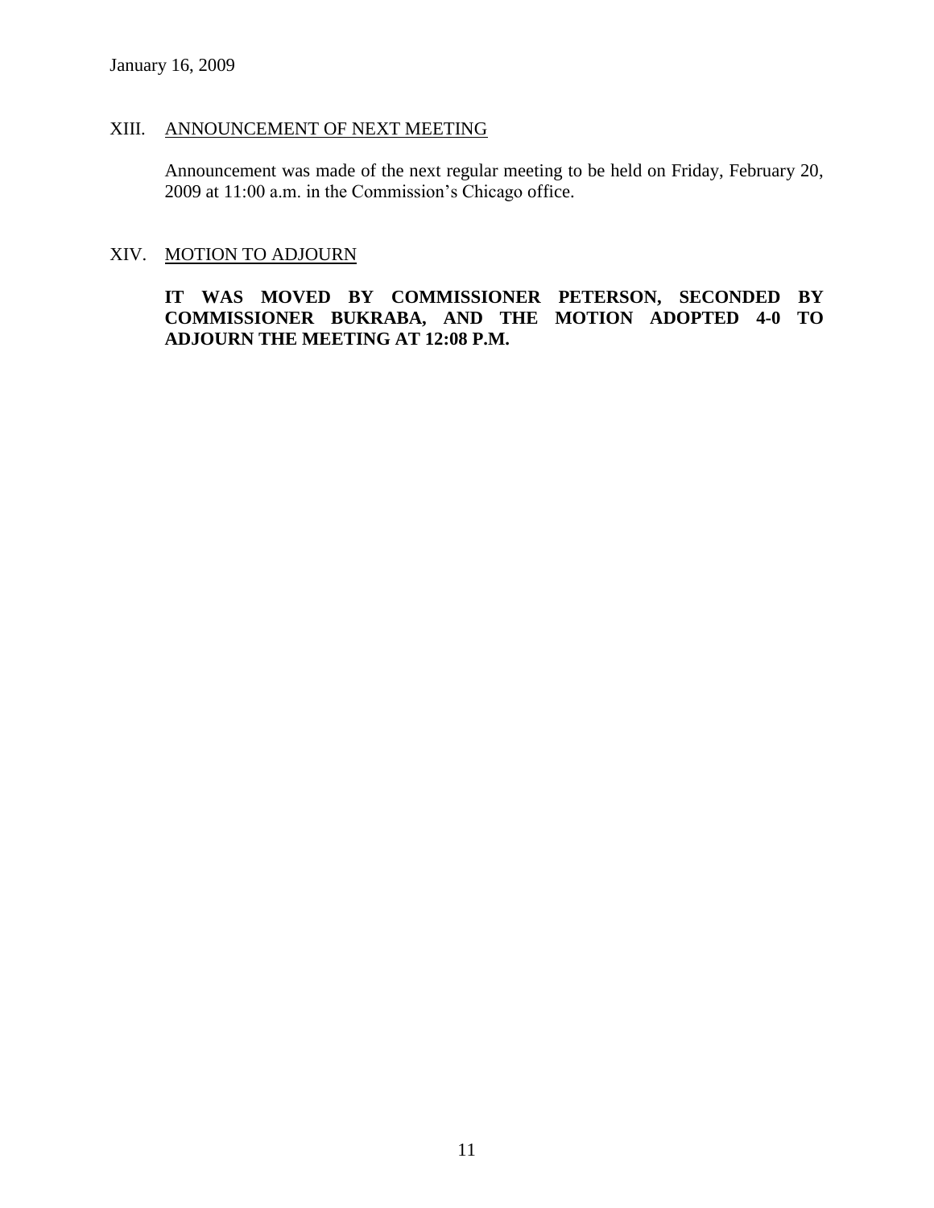## XIII. ANNOUNCEMENT OF NEXT MEETING

Announcement was made of the next regular meeting to be held on Friday, February 20, 2009 at 11:00 a.m. in the Commission's Chicago office.

## XIV. MOTION TO ADJOURN

**IT WAS MOVED BY COMMISSIONER PETERSON, SECONDED BY COMMISSIONER BUKRABA, AND THE MOTION ADOPTED 4-0 TO ADJOURN THE MEETING AT 12:08 P.M.**